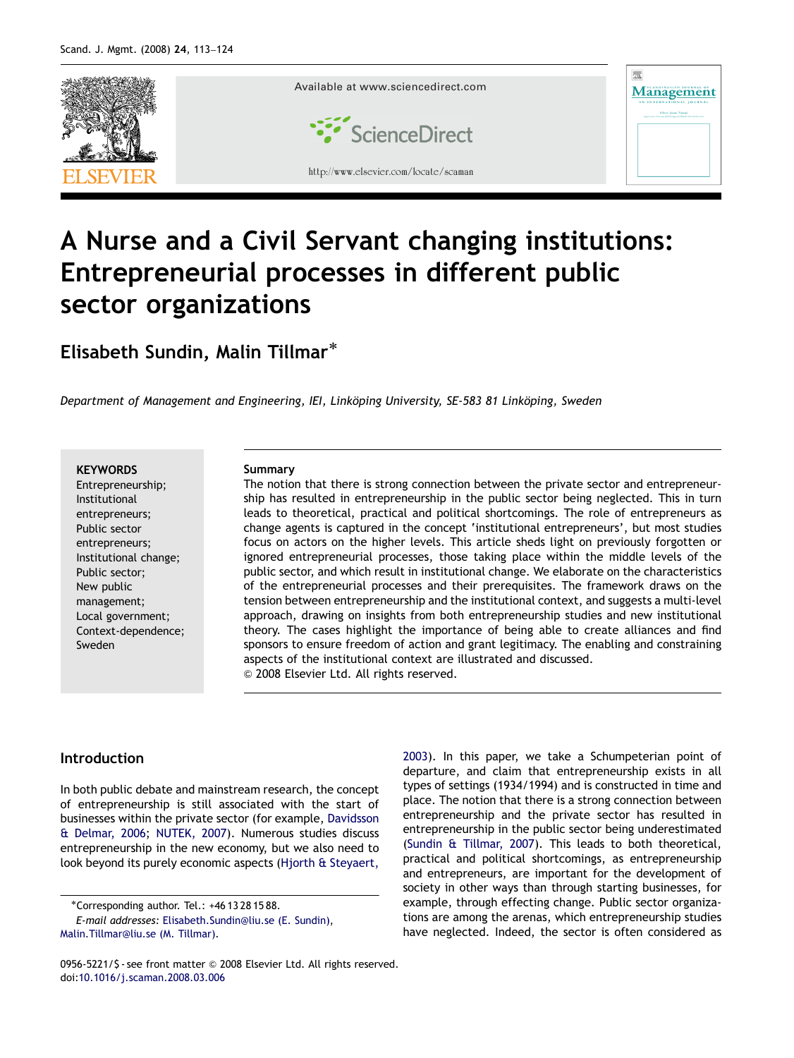# A Nurse and a Civil Servant changing institutions: Entrepreneurial processes in different public sector organizations

**Elisabeth Sundin, Malin Tillmar***

*Department of Management and Engineering, IEI, Linköping University, SE-583 81 Linköping, Sweden*

**KEYWORDS**
Entrepreneurship;
Institutional entrepreneurs;
Public sector entrepreneurs;
Institutional change;
Public sector;
New public management;
Local government;
Context-dependence;
Sweden

**Summary**

The notion that there is strong connection between the private sector and entrepreneurship has resulted in entrepreneurship in the public sector being neglected. This in turn leads to theoretical, practical and political shortcomings. The role of entrepreneurs as change agents is captured in the concept 'institutional entrepreneurs', but most studies focus on actors on the higher levels. This article sheds light on previously forgotten or ignored entrepreneurial processes, those taking place within the middle levels of the public sector, and which result in institutional change. We elaborate on the characteristics of the entrepreneurial processes and their prerequisites. The framework draws on the tension between entrepreneurship and the institutional context, and suggests a multi-level approach, drawing on insights from both entrepreneurship studies and new institutional theory. The cases highlight the importance of being able to create alliances and find sponsors to ensure freedom of action and grant legitimacy. The enabling and constraining aspects of the institutional context are illustrated and discussed.

© 2008 Elsevier Ltd. All rights reserved.

## Introduction

In both public debate and mainstream research, the concept of entrepreneurship is still associated with the start of businesses within the private sector (for example, Davidsson & Delmar, 2006; NUTEK, 2007). Numerous studies discuss entrepreneurship in the new economy, but we also need to look beyond its purely economic aspects (Hjorth & Steyaert, 2003). In this paper, we take a Schumpeterian point of departure, and claim that entrepreneurship exists in all types of settings (1934/1994) and is constructed in time and place. The notion that there is a strong connection between entrepreneurship and the private sector has resulted in entrepreneurship in the public sector being underestimated (Sundin & Tillmar, 2007). This leads to both theoretical, practical and political shortcomings, as entrepreneurship and entrepreneurs, are important for the development of society in other ways than through starting businesses, for example, through effecting change. Public sector organizations are among the arenas, which entrepreneurship studies have neglected. Indeed, the sector is often considered as

*Corresponding author. Tel.: +46 13 28 15 88.
*E-mail addresses:* Elisabeth.Sundin@liu.se (E. Sundin), Malin.Tillmar@liu.se (M. Tillmar).

0956-5221/$ - see front matter © 2008 Elsevier Ltd. All rights reserved.
doi:10.1016/j.scaman.2008.03.006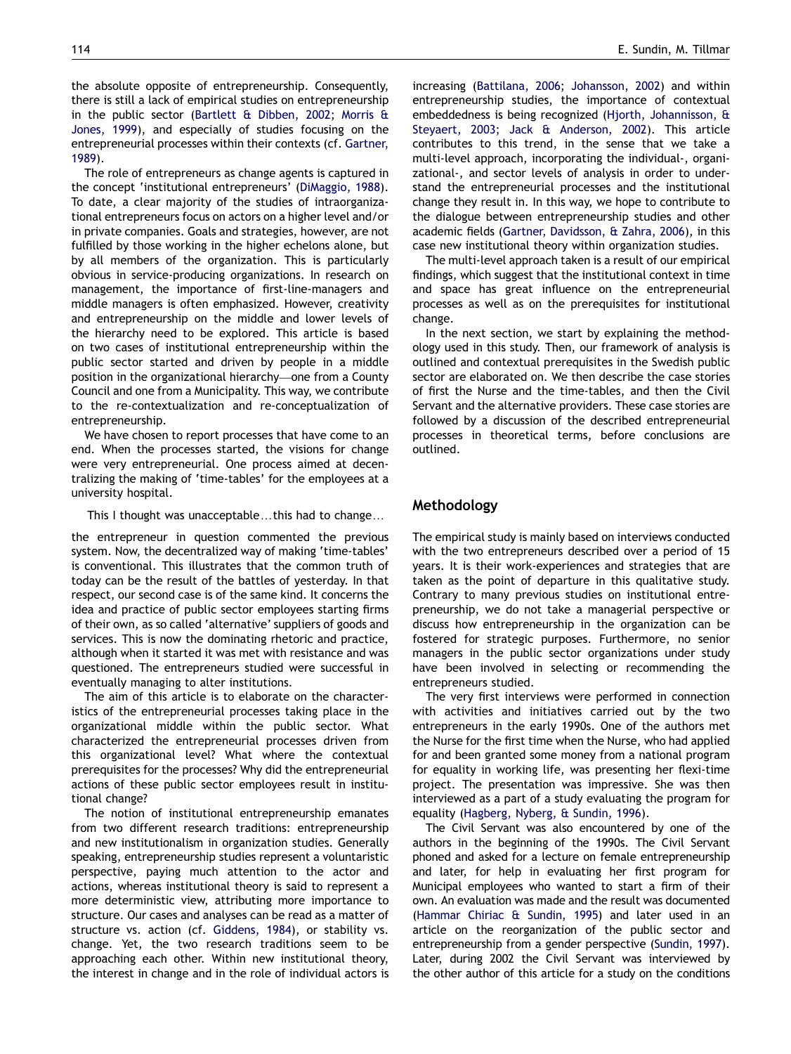the absolute opposite of entrepreneurship. Consequently, there is still a lack of empirical studies on entrepreneurship in the public sector (Bartlett & Dibben, 2002; Morris & Jones, 1999), and especially of studies focusing on the entrepreneurial processes within their contexts (cf. Gartner, 1989).

The role of entrepreneurs as change agents is captured in the concept 'institutional entrepreneurs' (DiMaggio, 1988). To date, a clear majority of the studies of intraorganizational entrepreneurs focus on actors on a higher level and/or in private companies. Goals and strategies, however, are not fulfilled by those working in the higher echelons alone, but by all members of the organization. This is particularly obvious in service-producing organizations. In research on management, the importance of first-line-managers and middle managers is often emphasized. However, creativity and entrepreneurship on the middle and lower levels of the hierarchy need to be explored. This article is based on two cases of institutional entrepreneurship within the public sector started and driven by people in a middle position in the organizational hierarchy—one from a County Council and one from a Municipality. This way, we contribute to the re-contextualization and re-conceptualization of entrepreneurship.

We have chosen to report processes that have come to an end. When the processes started, the visions for change were very entrepreneurial. One process aimed at decentralizing the making of 'time-tables' for the employees at a university hospital.

> This I thought was unacceptable...this had to change...

the entrepreneur in question commented the previous system. Now, the decentralized way of making 'time-tables' is conventional. This illustrates that the common truth of today can be the result of the battles of yesterday. In that respect, our second case is of the same kind. It concerns the idea and practice of public sector employees starting firms of their own, as so called 'alternative' suppliers of goods and services. This is now the dominating rhetoric and practice, although when it started it was met with resistance and was questioned. The entrepreneurs studied were successful in eventually managing to alter institutions.

The aim of this article is to elaborate on the characteristics of the entrepreneurial processes taking place in the organizational middle within the public sector. What characterized the entrepreneurial processes driven from this organizational level? What where the contextual prerequisites for the processes? Why did the entrepreneurial actions of these public sector employees result in institutional change?

The notion of institutional entrepreneurship emanates from two different research traditions: entrepreneurship and new institutionalism in organization studies. Generally speaking, entrepreneurship studies represent a voluntaristic perspective, paying much attention to the actor and actions, whereas institutional theory is said to represent a more deterministic view, attributing more importance to structure. Our cases and analyses can be read as a matter of structure vs. action (cf. Giddens, 1984), or stability vs. change. Yet, the two research traditions seem to be approaching each other. Within new institutional theory, the interest in change and in the role of individual actors is increasing (Battilana, 2006; Johansson, 2002) and within entrepreneurship studies, the importance of contextual embeddedness is being recognized (Hjorth, Johannisson, & Steyaert, 2003; Jack & Anderson, 2002). This article contributes to this trend, in the sense that we take a multi-level approach, incorporating the individual-, organizational-, and sector levels of analysis in order to understand the entrepreneurial processes and the institutional change they result in. In this way, we hope to contribute to the dialogue between entrepreneurship studies and other academic fields (Gartner, Davidsson, & Zahra, 2006), in this case new institutional theory within organization studies.

The multi-level approach taken is a result of our empirical findings, which suggest that the institutional context in time and space has great influence on the entrepreneurial processes as well as on the prerequisites for institutional change.

In the next section, we start by explaining the methodology used in this study. Then, our framework of analysis is outlined and contextual prerequisites in the Swedish public sector are elaborated on. We then describe the case stories of first the Nurse and the time-tables, and then the Civil Servant and the alternative providers. These case stories are followed by a discussion of the described entrepreneurial processes in theoretical terms, before conclusions are outlined.

## Methodology

The empirical study is mainly based on interviews conducted with the two entrepreneurs described over a period of 15 years. It is their work-experiences and strategies that are taken as the point of departure in this qualitative study. Contrary to many previous studies on institutional entrepreneurship, we do not take a managerial perspective or discuss how entrepreneurship in the organization can be fostered for strategic purposes. Furthermore, no senior managers in the public sector organizations under study have been involved in selecting or recommending the entrepreneurs studied.

The very first interviews were performed in connection with activities and initiatives carried out by the two entrepreneurs in the early 1990s. One of the authors met the Nurse for the first time when the Nurse, who had applied for and been granted some money from a national program for equality in working life, was presenting her flexi-time project. The presentation was impressive. She was then interviewed as a part of a study evaluating the program for equality (Hagberg, Nyberg, & Sundin, 1996).

The Civil Servant was also encountered by one of the authors in the beginning of the 1990s. The Civil Servant phoned and asked for a lecture on female entrepreneurship and later, for help in evaluating her first program for Municipal employees who wanted to start a firm of their own. An evaluation was made and the result was documented (Hammar Chiriac & Sundin, 1995) and later used in an article on the reorganization of the public sector and entrepreneurship from a gender perspective (Sundin, 1997). Later, during 2002 the Civil Servant was interviewed by the other author of this article for a study on the conditions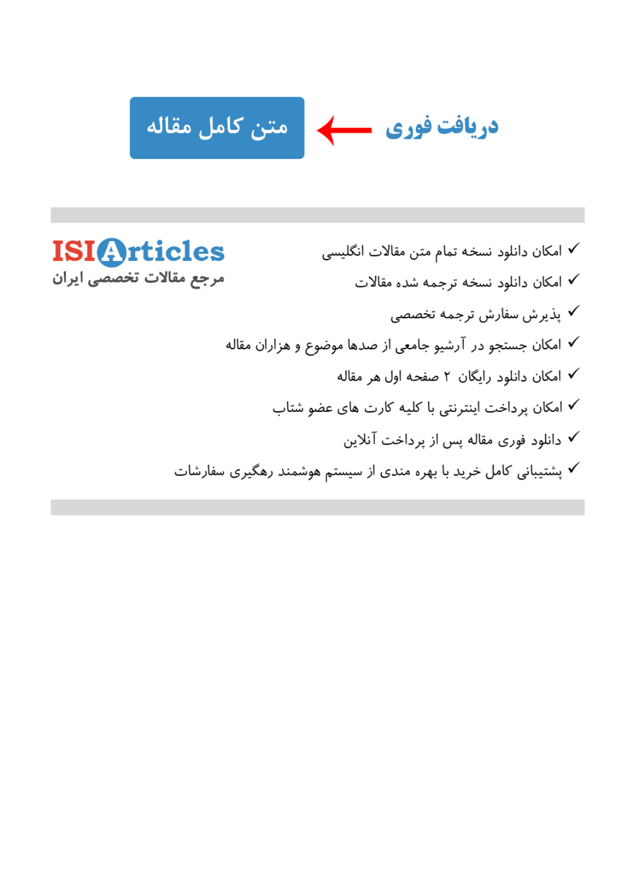دریافت فوری ← **متن کامل مقاله**

**ISIArticles**
مرجع مقالات تخصصی ایران

- ✓ امکان دانلود نسخه تمام متن مقالات انگلیسی
- ✓ امکان دانلود نسخه ترجمه شده مقالات
- ✓ پذیرش سفارش ترجمه تخصصی
- ✓ امکان جستجو در آرشیو جامعی از صدها موضوع و هزاران مقاله
- ✓ امکان دانلود رایگان ۲ صفحه اول هر مقاله
- ✓ امکان پرداخت اینترنتی با کلیه کارت های عضو شتاب
- ✓ دانلود فوری مقاله پس از پرداخت آنلاین
- ✓ پشتیبانی کامل خرید با بهره مندی از سیستم هوشمند رهگیری سفارشات